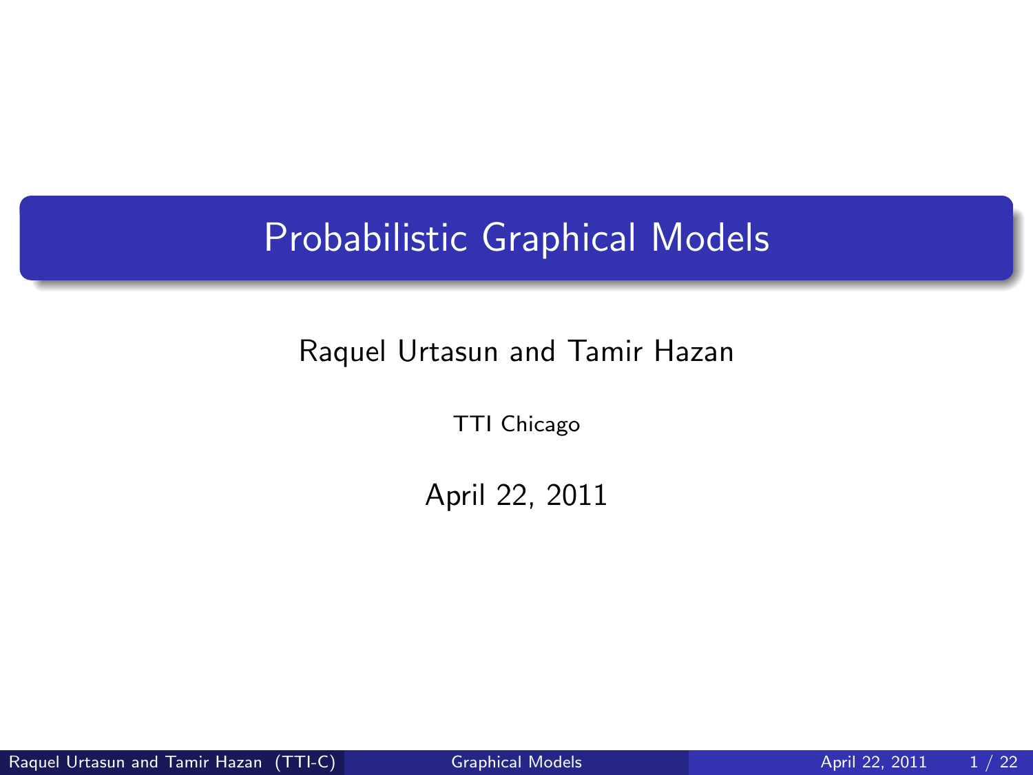# Probabilistic Graphical Models

Raquel Urtasun and Tamir Hazan

TTI Chicago

April 22, 2011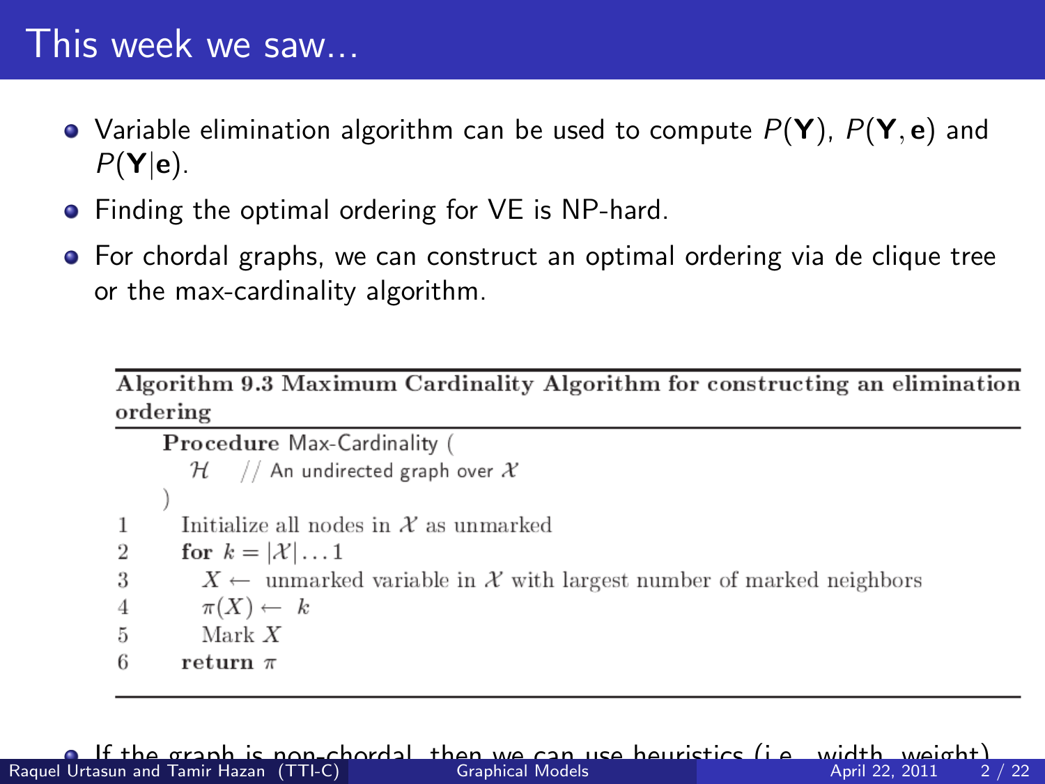# This week we saw...

- Variable elimination algorithm can be used to compute $P(\mathbf{Y})$, $P(\mathbf{Y}, \mathbf{e})$ and $P(\mathbf{Y}|\mathbf{e})$.
- Finding the optimal ordering for VE is NP-hard.
- For chordal graphs, we can construct an optimal ordering via de clique tree or the max-cardinality algorithm.

**Algorithm 9.3 Maximum Cardinality Algorithm for constructing an elimination ordering**

```
    Procedure Max-Cardinality (
        H    // An undirected graph over X
    )
1     Initialize all nodes in X as unmarked
2     for k = |X| ... 1
3       X ← unmarked variable in X with largest number of marked neighbors
4       π(X) ← k
5       Mark X
6     return π
```

- If the graph is non-chordal, then we can use heuristics (i.e., width, weight)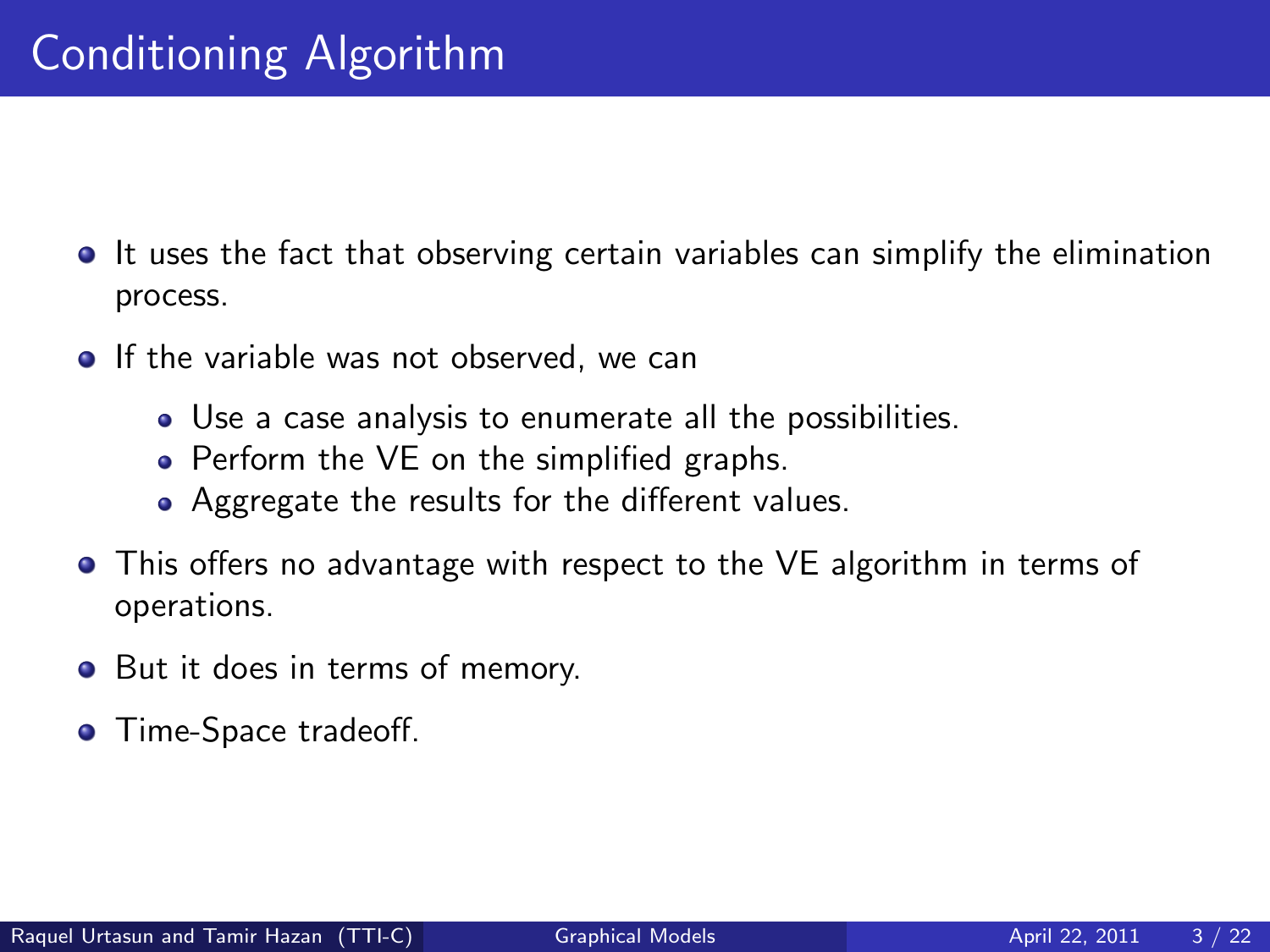# Conditioning Algorithm

- It uses the fact that observing certain variables can simplify the elimination process.
- If the variable was not observed, we can
  - Use a case analysis to enumerate all the possibilities.
  - Perform the VE on the simplified graphs.
  - Aggregate the results for the different values.
- This offers no advantage with respect to the VE algorithm in terms of operations.
- But it does in terms of memory.
- Time-Space tradeoff.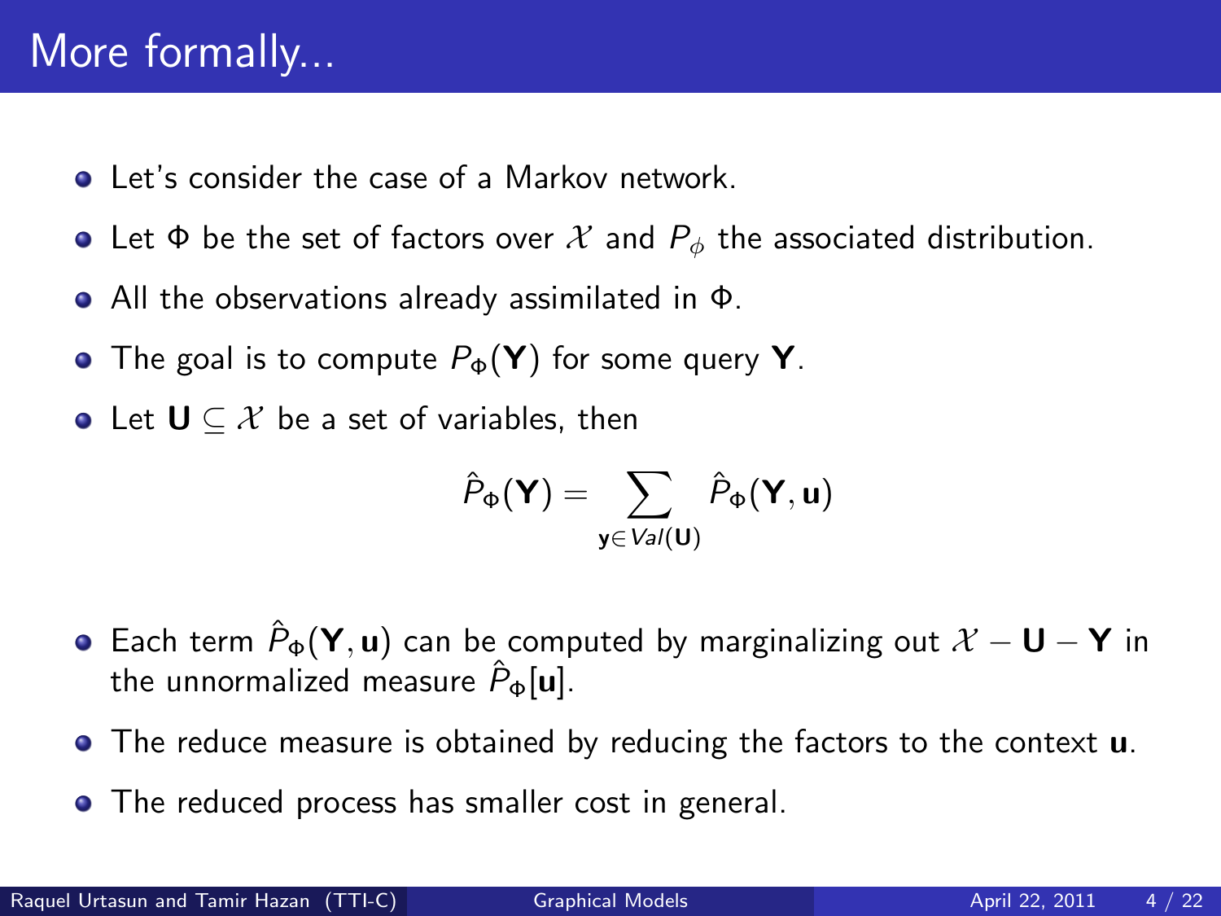# More formally...

- Let's consider the case of a Markov network.
- Let $\Phi$ be the set of factors over $\mathcal{X}$ and $P_\phi$ the associated distribution.
- All the observations already assimilated in $\Phi$.
- The goal is to compute $P_\Phi(\mathbf{Y})$ for some query $\mathbf{Y}$.
- Let $\mathbf{U} \subseteq \mathcal{X}$ be a set of variables, then

$$\hat{P}_\Phi(\mathbf{Y}) = \sum_{\mathbf{y} \in Val(\mathbf{U})} \hat{P}_\Phi(\mathbf{Y}, \mathbf{u})$$

- Each term $\hat{P}_\Phi(\mathbf{Y}, \mathbf{u})$ can be computed by marginalizing out $\mathcal{X} - \mathbf{U} - \mathbf{Y}$ in the unnormalized measure $\hat{P}_\Phi[\mathbf{u}]$.
- The reduce measure is obtained by reducing the factors to the context $\mathbf{u}$.
- The reduced process has smaller cost in general.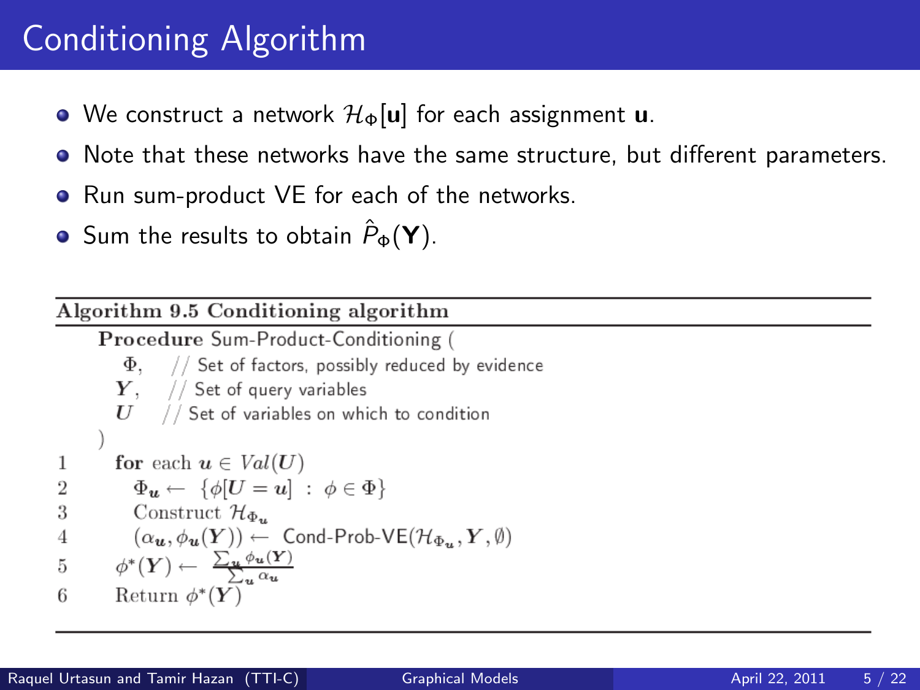# Conditioning Algorithm

- We construct a network $\mathcal{H}_\Phi[\mathbf{u}]$ for each assignment $\mathbf{u}$.
- Note that these networks have the same structure, but different parameters.
- Run sum-product VE for each of the networks.
- Sum the results to obtain $\hat{P}_\Phi(\mathbf{Y})$.

**Algorithm 9.5 Conditioning algorithm**

```
    Procedure Sum-Product-Conditioning (
        Φ,   // Set of factors, possibly reduced by evidence
        Y,   // Set of query variables
        U    // Set of variables on which to condition
    )
1     for each u ∈ Val(U)
2         Φ_u ← {φ[U = u] : φ ∈ Φ}
3         Construct H_{Φ_u}
4         (α_u, φ_u(Y)) ← Cond-Prob-VE(H_{Φ_u}, Y, ∅)
5     φ*(Y) ← (Σ_u φ_u(Y)) / (Σ_u α_u)
6     Return φ*(Y)
```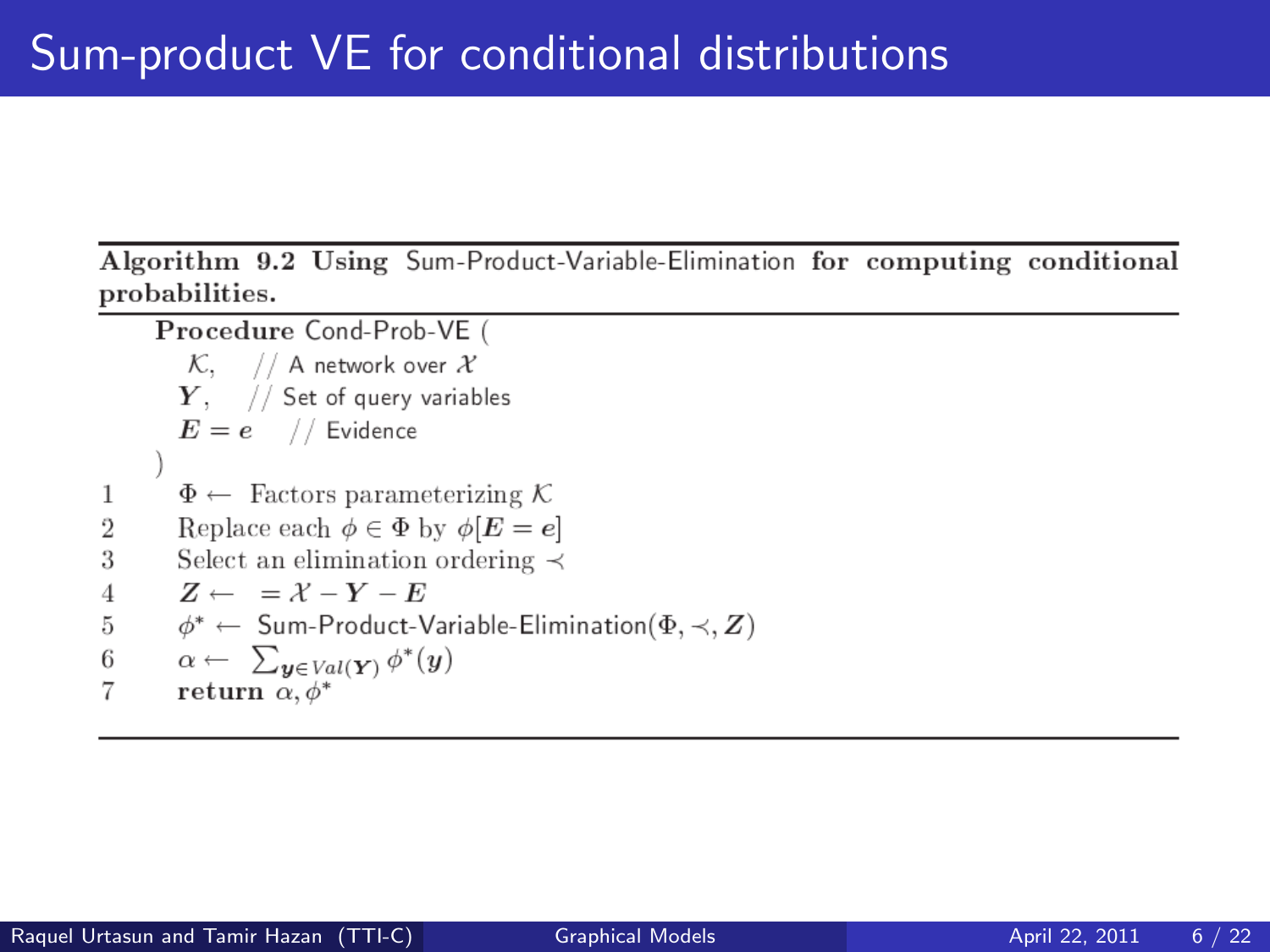# Sum-product VE for conditional distributions

**Algorithm 9.2 Using** Sum-Product-Variable-Elimination **for computing conditional probabilities.**

```
   Procedure Cond-Prob-VE (
      K,      // A network over X
      Y,      // Set of query variables
      E = e   // Evidence
   )
1     Φ ← Factors parameterizing K
2     Replace each φ ∈ Φ by φ[E = e]
3     Select an elimination ordering ≺
4     Z ←  = X − Y − E
5     φ* ← Sum-Product-Variable-Elimination(Φ, ≺, Z)
6     α ← Σ_{y ∈ Val(Y)} φ*(y)
7     return α, φ*
```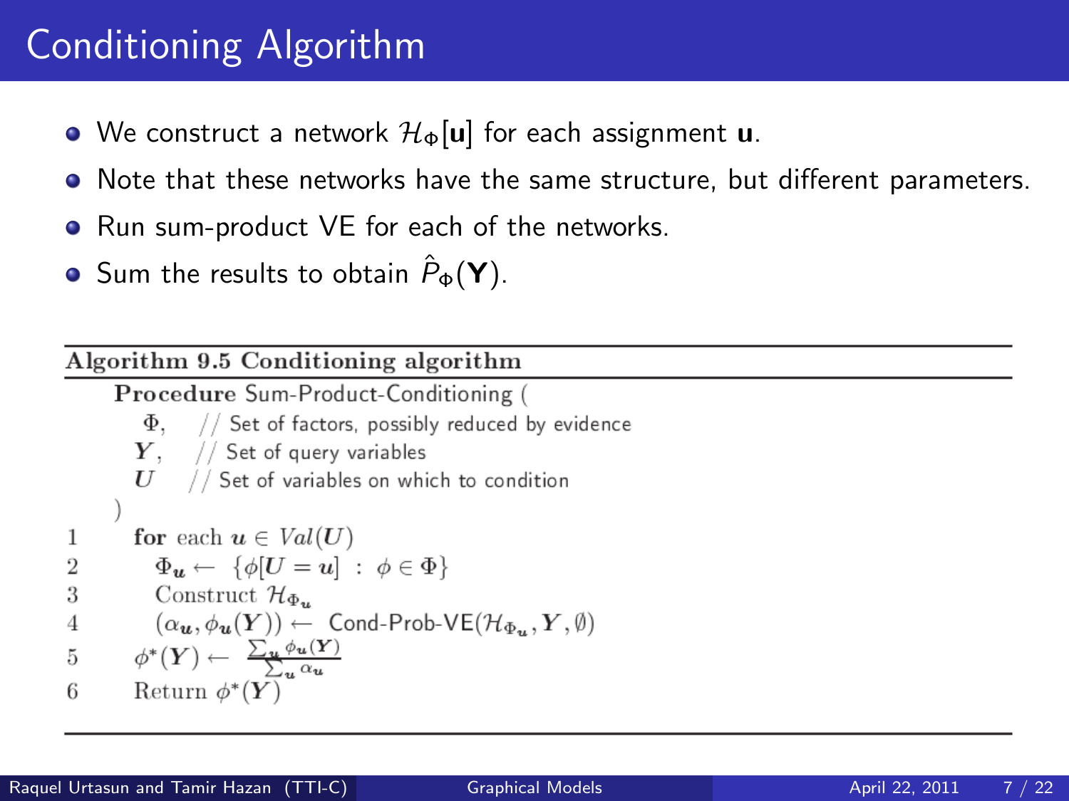# Conditioning Algorithm

- We construct a network $\mathcal{H}_\Phi[\mathbf{u}]$ for each assignment $\mathbf{u}$.
- Note that these networks have the same structure, but different parameters.
- Run sum-product VE for each of the networks.
- Sum the results to obtain $\hat{P}_\Phi(\mathbf{Y})$.

**Algorithm 9.5 Conditioning algorithm**

```
    Procedure Sum-Product-Conditioning (
       Φ,    // Set of factors, possibly reduced by evidence
       Y,    // Set of query variables
       U     // Set of variables on which to condition
    )
1     for each u ∈ Val(U)
2        Φ_u ← { φ[U = u] : φ ∈ Φ }
3        Construct H_{Φ_u}
4        (α_u, φ_u(Y)) ← Cond-Prob-VE(H_{Φ_u}, Y, ∅)
5     φ*(Y) ← Σ_u φ_u(Y) / Σ_u α_u
6     Return φ*(Y)
```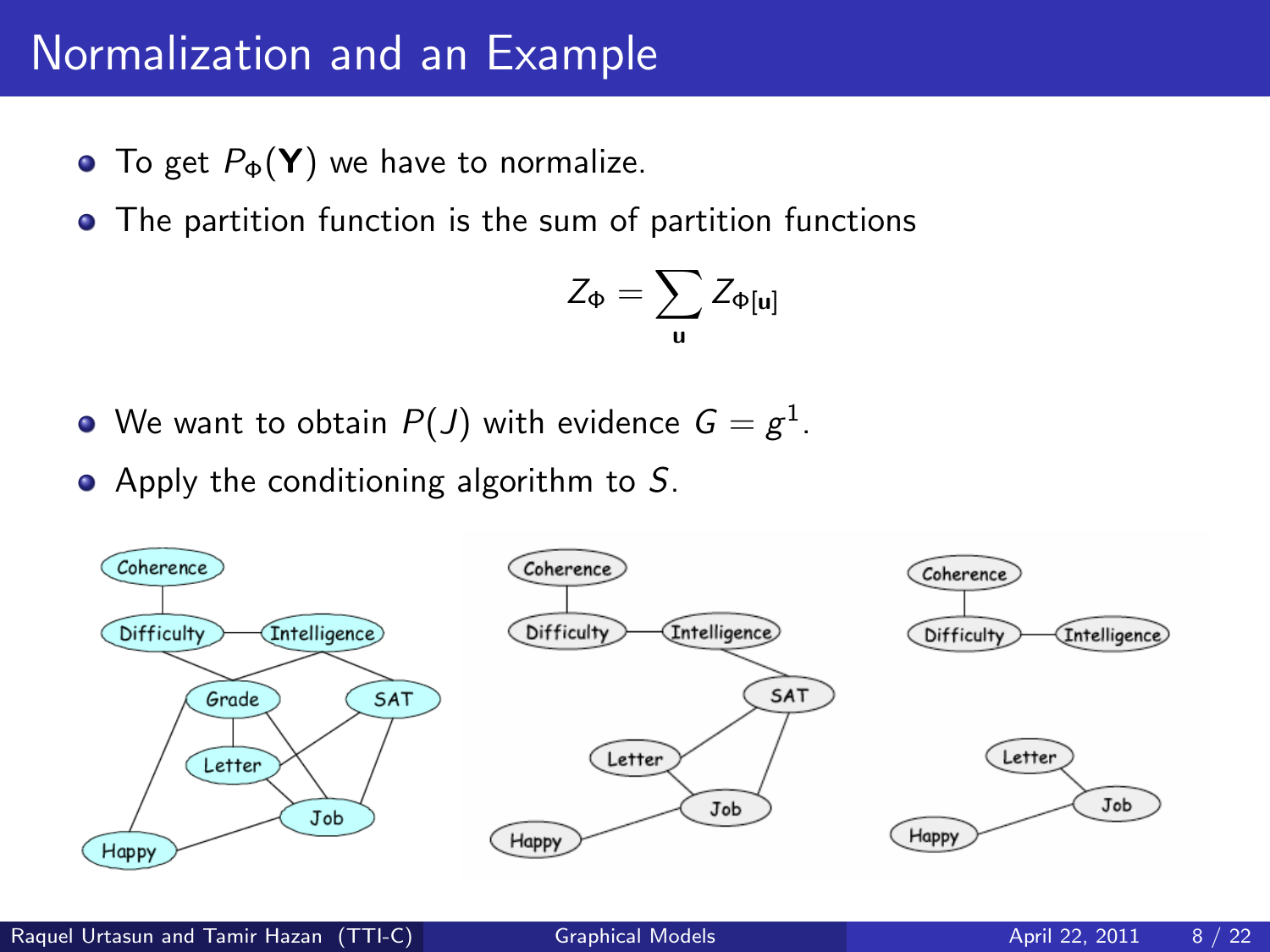# Normalization and an Example

- To get $P_\Phi(\mathbf{Y})$ we have to normalize.
- The partition function is the sum of partition functions

$$Z_\Phi = \sum_{\mathbf{u}} Z_{\Phi[\mathbf{u}]}$$

- We want to obtain $P(J)$ with evidence $G = g^1$.
- Apply the conditioning algorithm to $S$.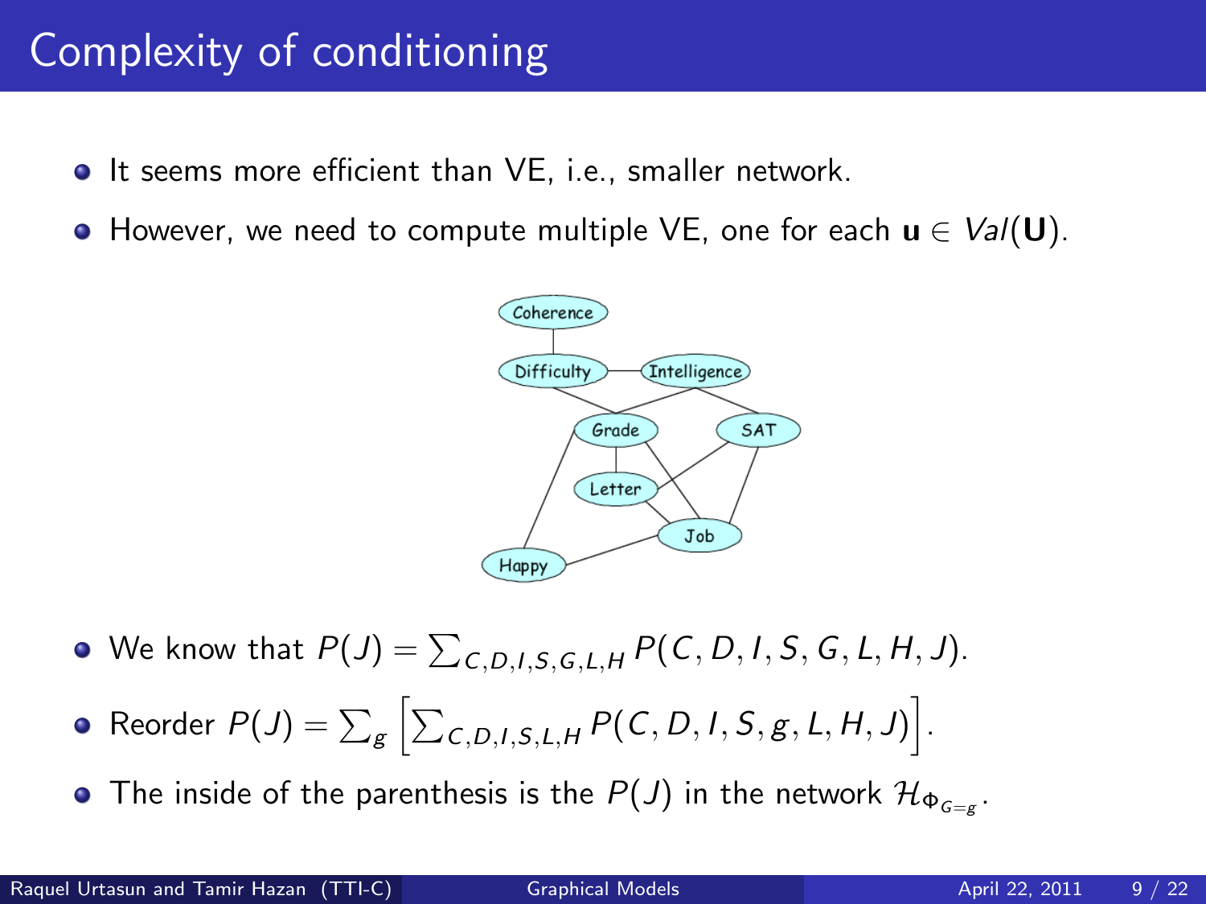# Complexity of conditioning

- It seems more efficient than VE, i.e., smaller network.
- However, we need to compute multiple VE, one for each $\mathbf{u} \in Val(\mathbf{U})$.

- We know that $P(J) = \sum_{C,D,I,S,G,L,H} P(C,D,I,S,G,L,H,J)$.
- Reorder $P(J) = \sum_{g} \left[ \sum_{C,D,I,S,L,H} P(C,D,I,S,g,L,H,J) \right]$.
- The inside of the parenthesis is the $P(J)$ in the network $\mathcal{H}_{\Phi_{G=g}}$.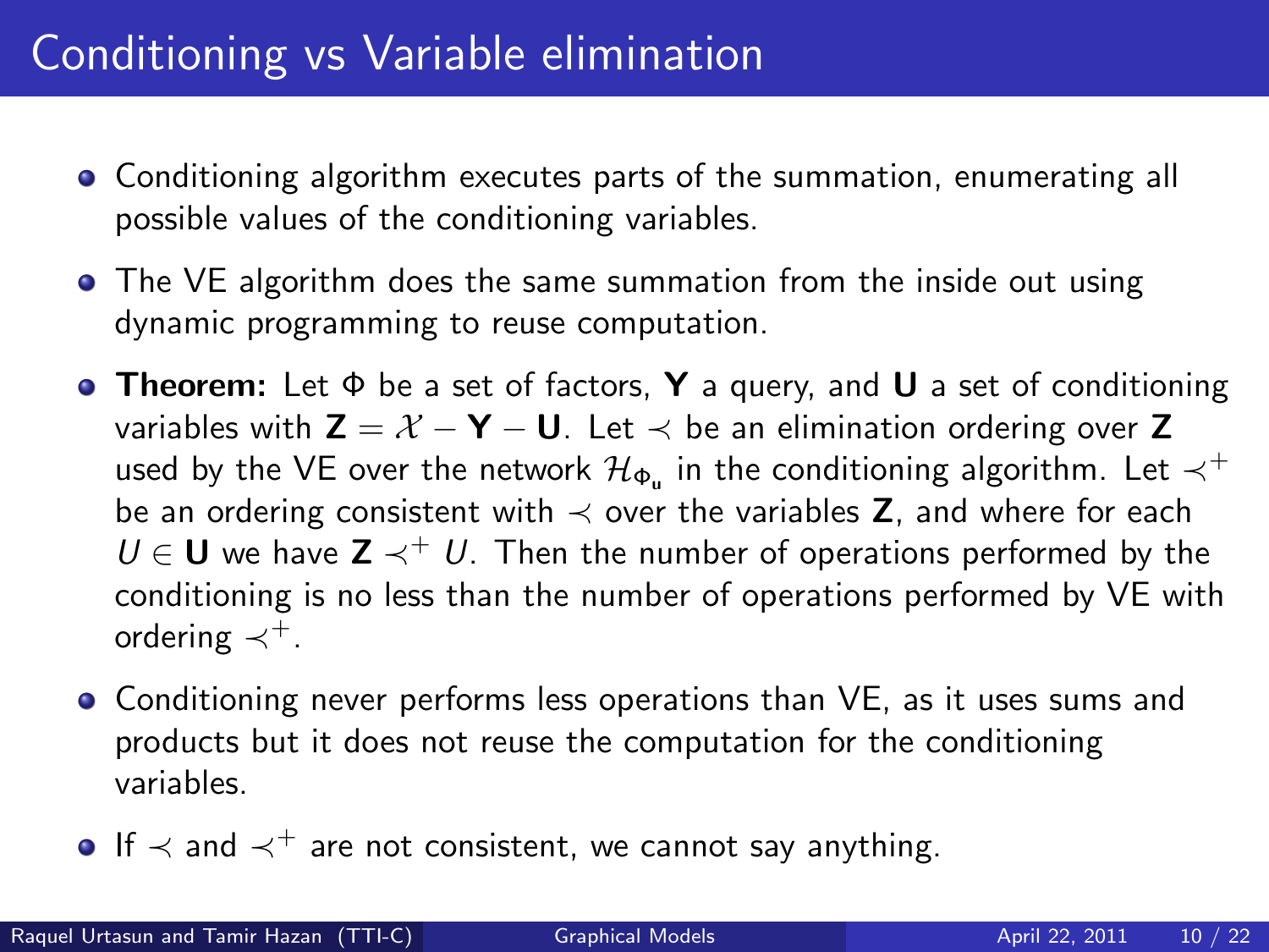# Conditioning vs Variable elimination

- Conditioning algorithm executes parts of the summation, enumerating all possible values of the conditioning variables.
- The VE algorithm does the same summation from the inside out using dynamic programming to reuse computation.
- **Theorem:** Let $\Phi$ be a set of factors, $\mathbf{Y}$ a query, and $\mathbf{U}$ a set of conditioning variables with $\mathbf{Z} = \mathcal{X} - \mathbf{Y} - \mathbf{U}$. Let $\prec$ be an elimination ordering over $\mathbf{Z}$ used by the VE over the network $\mathcal{H}_{\Phi_\mathbf{u}}$ in the conditioning algorithm. Let $\prec^+$ be an ordering consistent with $\prec$ over the variables $\mathbf{Z}$, and where for each $U \in \mathbf{U}$ we have $\mathbf{Z} \prec^+ U$. Then the number of operations performed by the conditioning is no less than the number of operations performed by VE with ordering $\prec^+$.
- Conditioning never performs less operations than VE, as it uses sums and products but it does not reuse the computation for the conditioning variables.
- If $\prec$ and $\prec^+$ are not consistent, we cannot say anything.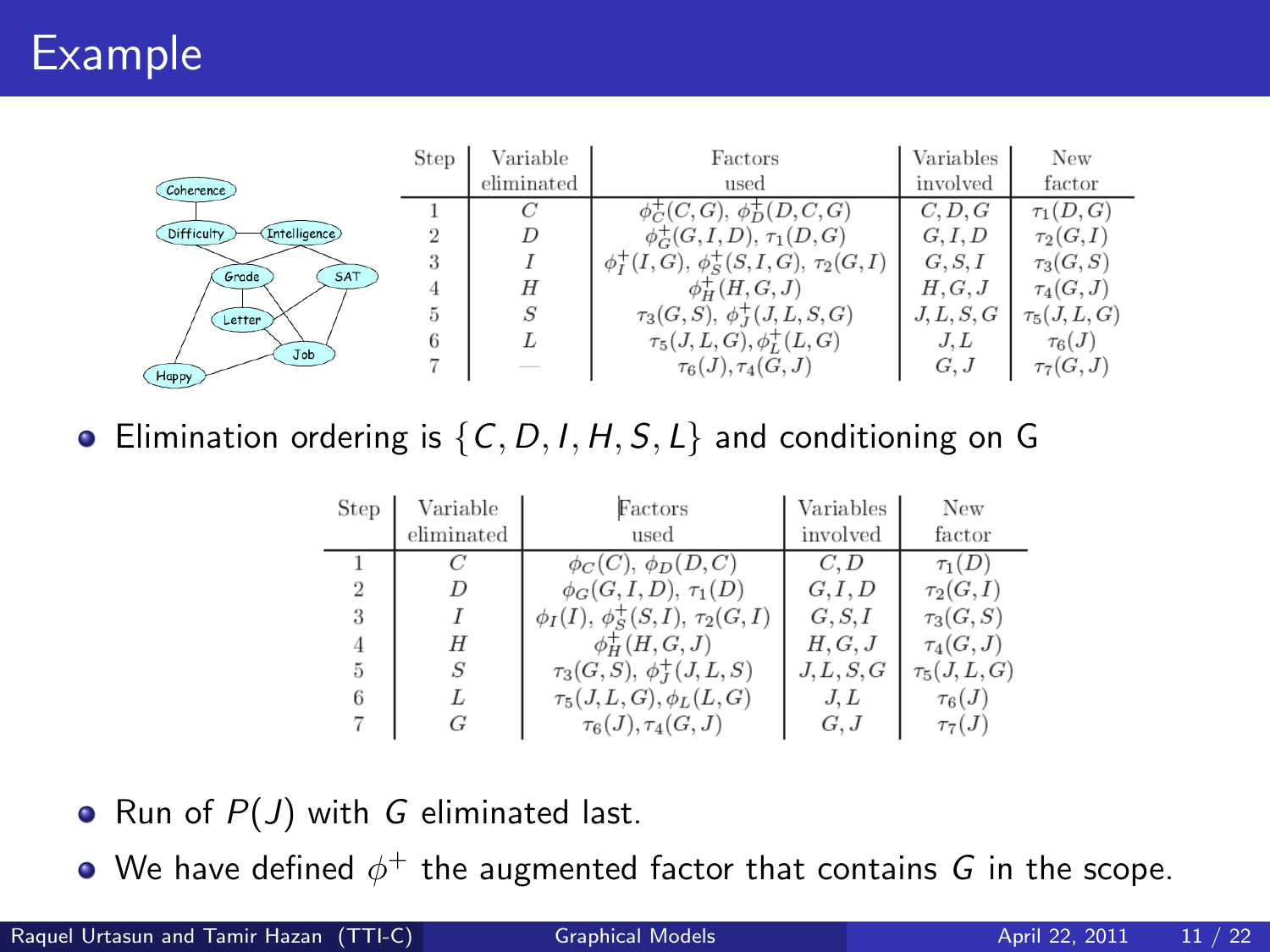# Example

| Step | Variable eliminated | Factors used | Variables involved | New factor |
|---|---|---|---|---|
| 1 | $C$ | $\phi_C^+(C,G)$, $\phi_D^+(D,C,G)$ | $C,D,G$ | $\tau_1(D,G)$ |
| 2 | $D$ | $\phi_G^+(G,I,D)$, $\tau_1(D,G)$ | $G,I,D$ | $\tau_2(G,I)$ |
| 3 | $I$ | $\phi_I^+(I,G)$, $\phi_S^+(S,I,G)$, $\tau_2(G,I)$ | $G,S,I$ | $\tau_3(G,S)$ |
| 4 | $H$ | $\phi_H^+(H,G,J)$ | $H,G,J$ | $\tau_4(G,J)$ |
| 5 | $S$ | $\tau_3(G,S)$, $\phi_J^+(J,L,S,G)$ | $J,L,S,G$ | $\tau_5(J,L,G)$ |
| 6 | $L$ | $\tau_5(J,L,G)$, $\phi_L^+(L,G)$ | $J,L$ | $\tau_6(J)$ |
| 7 | — | $\tau_6(J)$, $\tau_4(G,J)$ | $G,J$ | $\tau_7(G,J)$ |

- Elimination ordering is $\{C, D, I, H, S, L\}$ and conditioning on G

| Step | Variable eliminated | Factors used | Variables involved | New factor |
|---|---|---|---|---|
| 1 | $C$ | $\phi_C(C)$, $\phi_D(D,C)$ | $C,D$ | $\tau_1(D)$ |
| 2 | $D$ | $\phi_G(G,I,D)$, $\tau_1(D)$ | $G,I,D$ | $\tau_2(G,I)$ |
| 3 | $I$ | $\phi_I(I)$, $\phi_S^+(S,I)$, $\tau_2(G,I)$ | $G,S,I$ | $\tau_3(G,S)$ |
| 4 | $H$ | $\phi_H^+(H,G,J)$ | $H,G,J$ | $\tau_4(G,J)$ |
| 5 | $S$ | $\tau_3(G,S)$, $\phi_J^+(J,L,S)$ | $J,L,S,G$ | $\tau_5(J,L,G)$ |
| 6 | $L$ | $\tau_5(J,L,G)$, $\phi_L(L,G)$ | $J,L$ | $\tau_6(J)$ |
| 7 | $G$ | $\tau_6(J)$, $\tau_4(G,J)$ | $G,J$ | $\tau_7(J)$ |

- Run of $P(J)$ with $G$ eliminated last.
- We have defined $\phi^+$ the augmented factor that contains $G$ in the scope.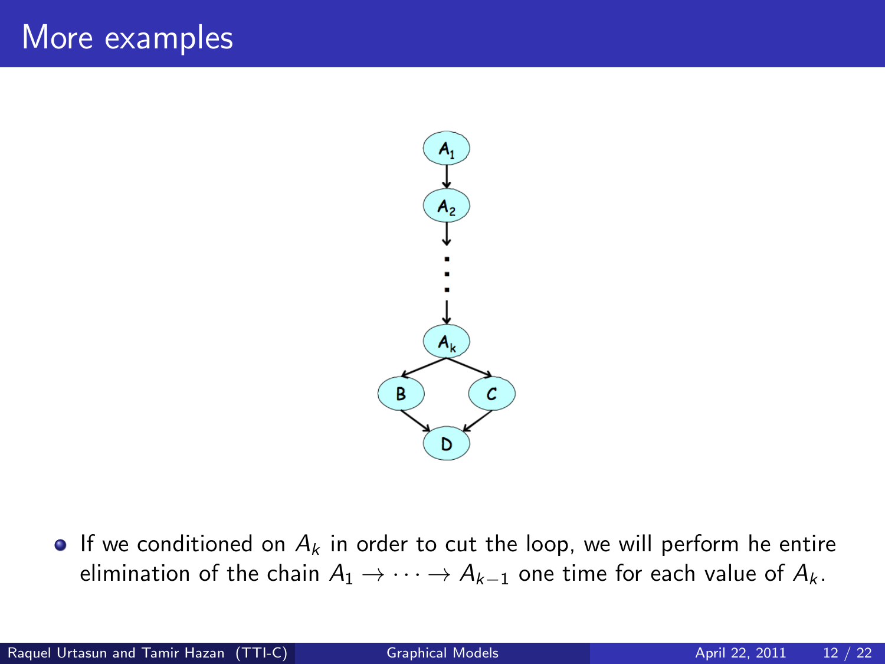# More examples

- If we conditioned on $A_k$ in order to cut the loop, we will perform he entire elimination of the chain $A_1 \rightarrow \cdots \rightarrow A_{k-1}$ one time for each value of $A_k$.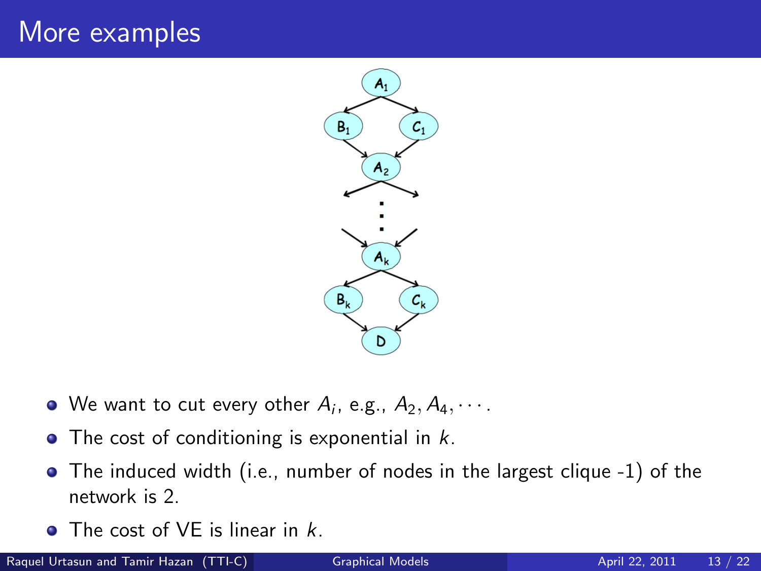# More examples

- We want to cut every other $A_i$, e.g., $A_2, A_4, \cdots$.
- The cost of conditioning is exponential in $k$.
- The induced width (i.e., number of nodes in the largest clique -1) of the network is 2.
- The cost of VE is linear in $k$.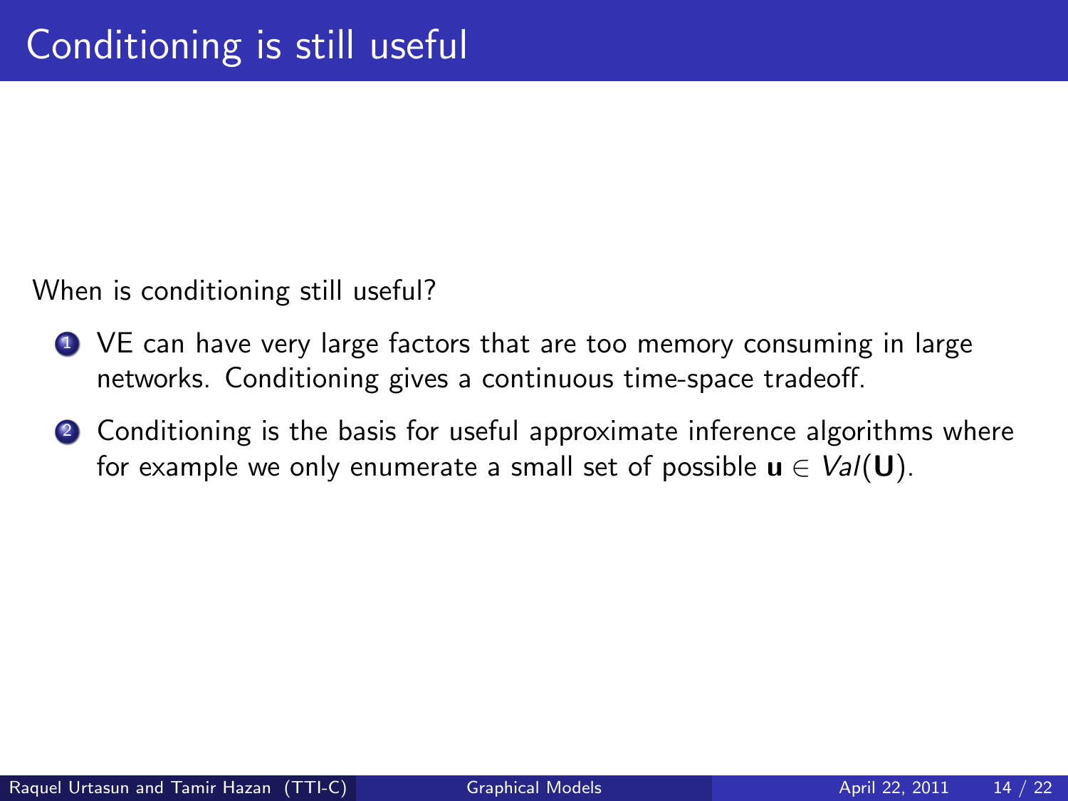# Conditioning is still useful

When is conditioning still useful?

1. VE can have very large factors that are too memory consuming in large networks. Conditioning gives a continuous time-space tradeoff.
2. Conditioning is the basis for useful approximate inference algorithms where for example we only enumerate a small set of possible $\mathbf{u} \in Val(\mathbf{U})$.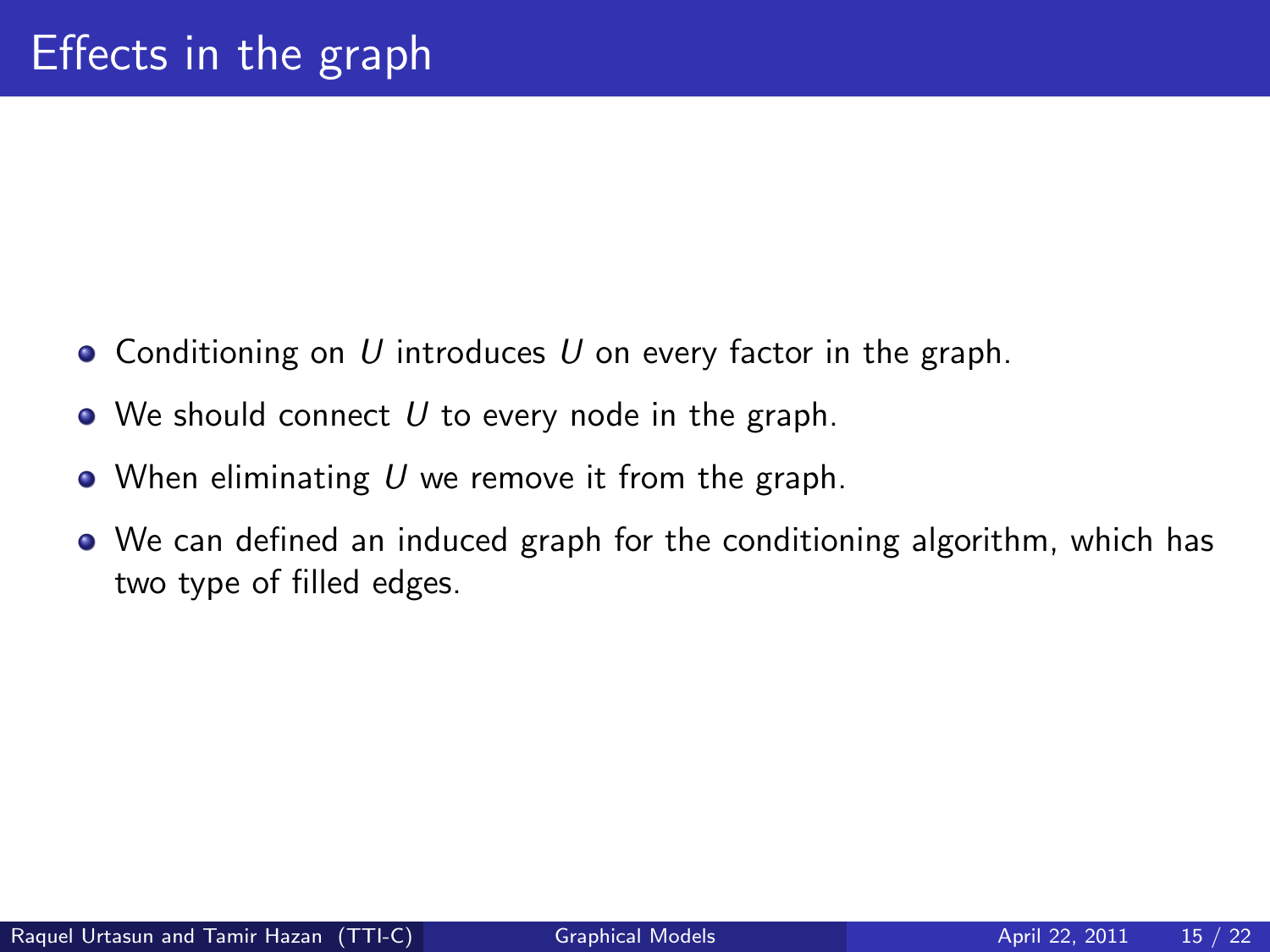# Effects in the graph

- Conditioning on $U$ introduces $U$ on every factor in the graph.
- We should connect $U$ to every node in the graph.
- When eliminating $U$ we remove it from the graph.
- We can defined an induced graph for the conditioning algorithm, which has two type of filled edges.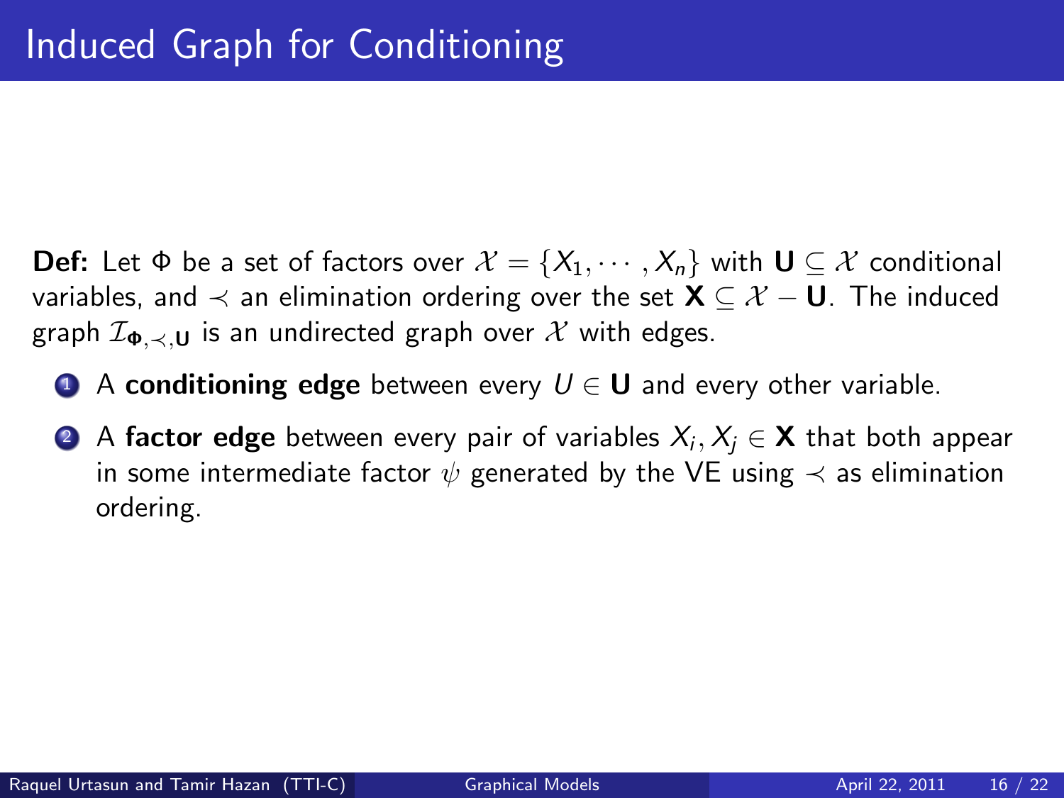# Induced Graph for Conditioning

**Def:** Let $\Phi$ be a set of factors over $\mathcal{X} = \{X_1, \cdots, X_n\}$ with $\mathbf{U} \subseteq \mathcal{X}$ conditional variables, and $\prec$ an elimination ordering over the set $\mathbf{X} \subseteq \mathcal{X} - \mathbf{U}$. The induced graph $\mathcal{I}_{\mathbf{\Phi},\prec,\mathbf{U}}$ is an undirected graph over $\mathcal{X}$ with edges.

1. A **conditioning edge** between every $U \in \mathbf{U}$ and every other variable.
2. A **factor edge** between every pair of variables $X_i, X_j \in \mathbf{X}$ that both appear in some intermediate factor $\psi$ generated by the VE using $\prec$ as elimination ordering.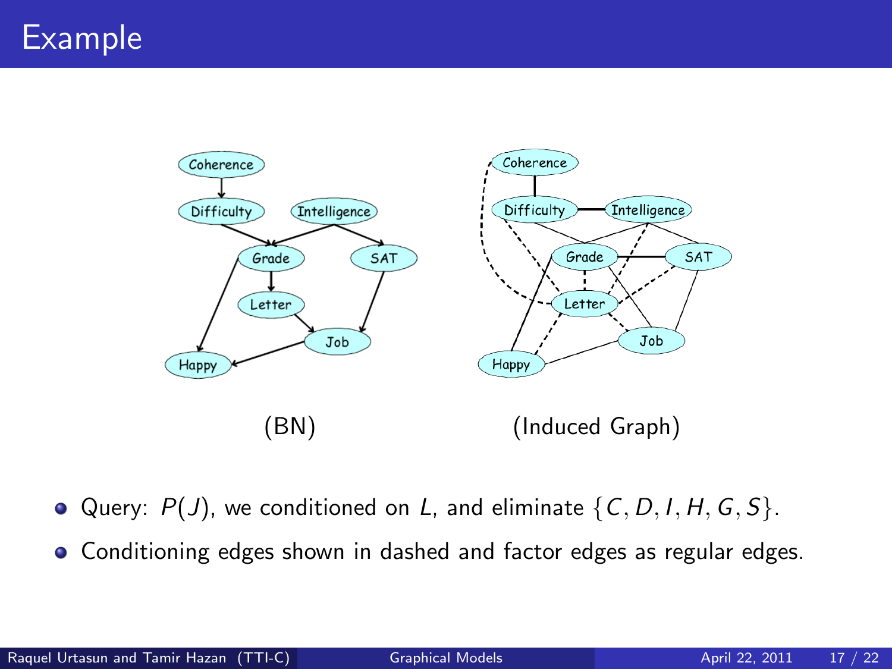# Example

(BN)

(Induced Graph)

- Query: $P(J)$, we conditioned on $L$, and eliminate $\{C, D, I, H, G, S\}$.
- Conditioning edges shown in dashed and factor edges as regular edges.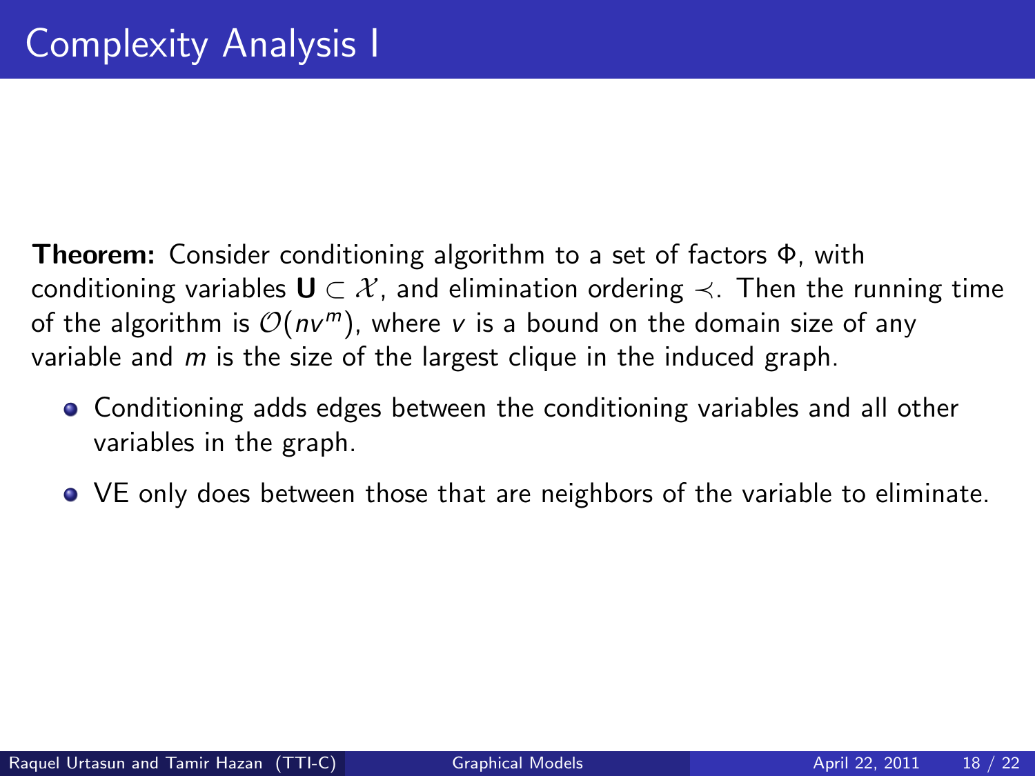# Complexity Analysis I

**Theorem:** Consider conditioning algorithm to a set of factors $\Phi$, with conditioning variables $\mathbf{U} \subset \mathcal{X}$, and elimination ordering $\prec$. Then the running time of the algorithm is $\mathcal{O}(nv^m)$, where $v$ is a bound on the domain size of any variable and $m$ is the size of the largest clique in the induced graph.

- Conditioning adds edges between the conditioning variables and all other variables in the graph.
- VE only does between those that are neighbors of the variable to eliminate.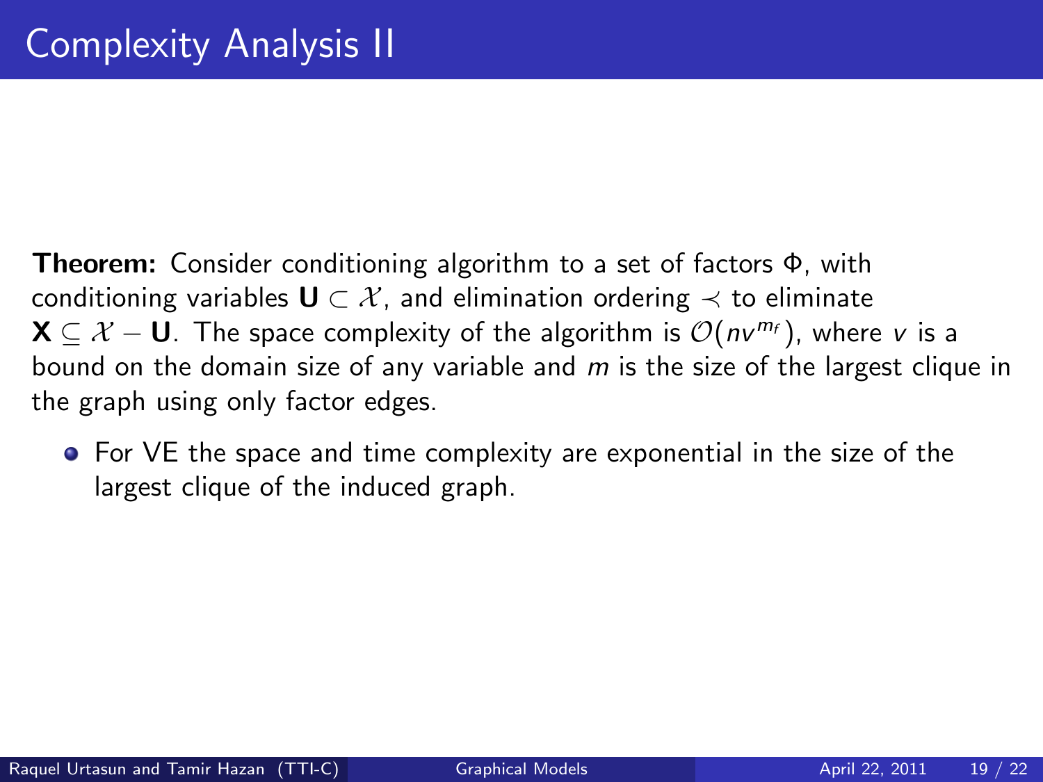# Complexity Analysis II

**Theorem:** Consider conditioning algorithm to a set of factors $\Phi$, with conditioning variables $\mathbf{U} \subset \mathcal{X}$, and elimination ordering $\prec$ to eliminate $\mathbf{X} \subseteq \mathcal{X} - \mathbf{U}$. The space complexity of the algorithm is $\mathcal{O}(nv^{m_f})$, where $v$ is a bound on the domain size of any variable and $m$ is the size of the largest clique in the graph using only factor edges.

- For VE the space and time complexity are exponential in the size of the largest clique of the induced graph.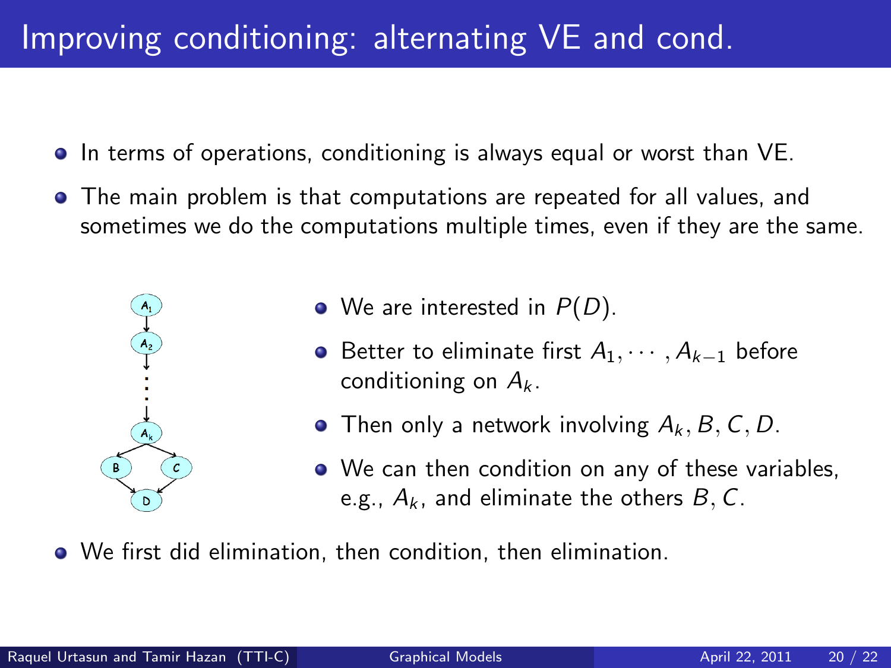# Improving conditioning: alternating VE and cond.

- In terms of operations, conditioning is always equal or worst than VE.
- The main problem is that computations are repeated for all values, and sometimes we do the computations multiple times, even if they are the same.

- We are interested in $P(D)$.
- Better to eliminate first $A_1, \cdots, A_{k-1}$ before conditioning on $A_k$.
- Then only a network involving $A_k, B, C, D$.
- We can then condition on any of these variables, e.g., $A_k$, and eliminate the others $B, C$.

- We first did elimination, then condition, then elimination.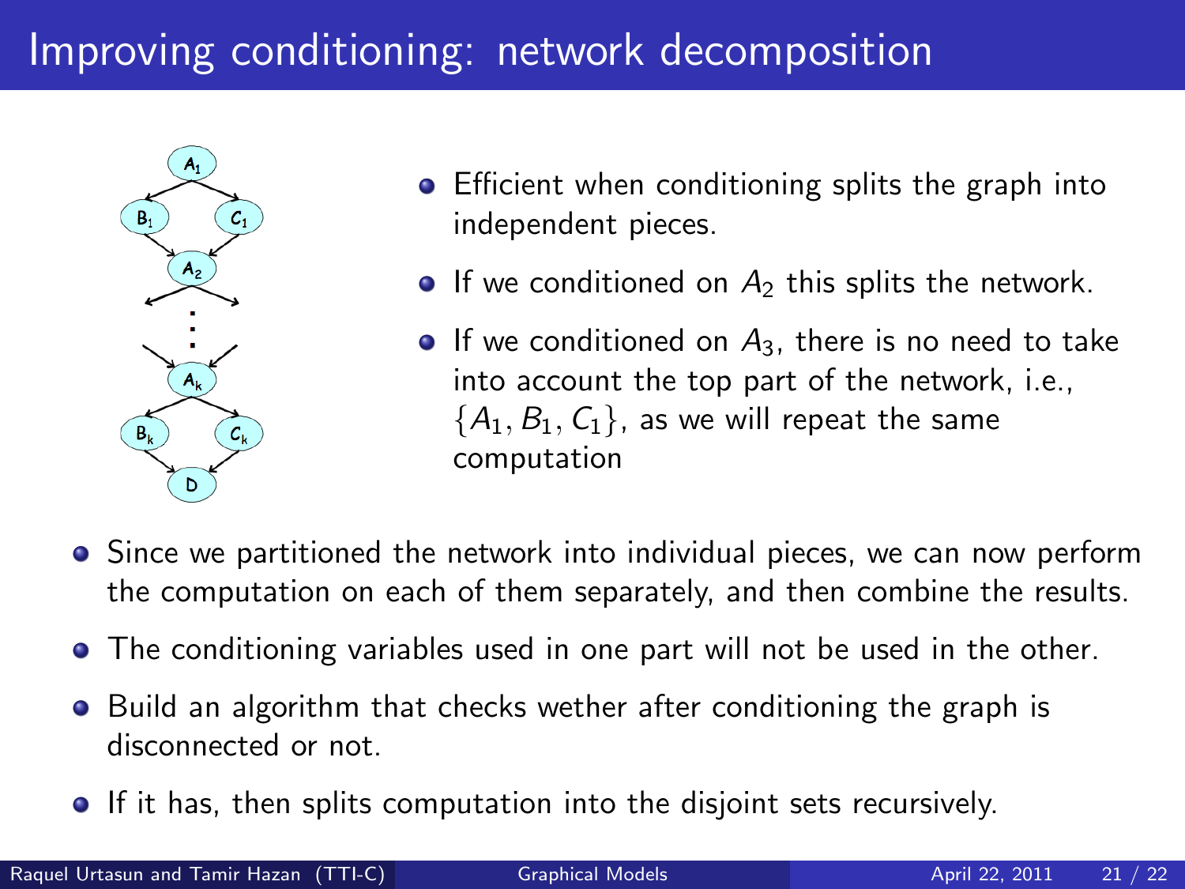# Improving conditioning: network decomposition

- Efficient when conditioning splits the graph into independent pieces.
- If we conditioned on $A_2$ this splits the network.
- If we conditioned on $A_3$, there is no need to take into account the top part of the network, i.e., $\{A_1, B_1, C_1\}$, as we will repeat the same computation

- Since we partitioned the network into individual pieces, we can now perform the computation on each of them separately, and then combine the results.
- The conditioning variables used in one part will not be used in the other.
- Build an algorithm that checks wether after conditioning the graph is disconnected or not.
- If it has, then splits computation into the disjoint sets recursively.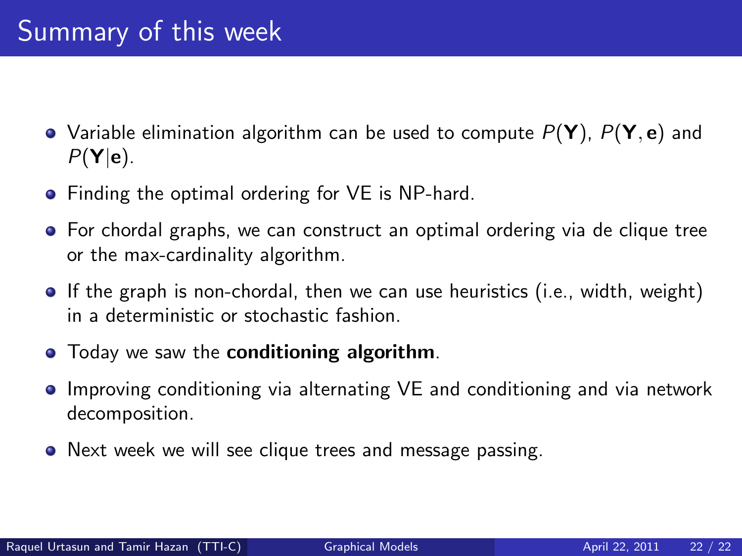# Summary of this week

- Variable elimination algorithm can be used to compute $P(\mathbf{Y})$, $P(\mathbf{Y}, \mathbf{e})$ and $P(\mathbf{Y}|\mathbf{e})$.
- Finding the optimal ordering for VE is NP-hard.
- For chordal graphs, we can construct an optimal ordering via de clique tree or the max-cardinality algorithm.
- If the graph is non-chordal, then we can use heuristics (i.e., width, weight) in a deterministic or stochastic fashion.
- Today we saw the **conditioning algorithm**.
- Improving conditioning via alternating VE and conditioning and via network decomposition.
- Next week we will see clique trees and message passing.